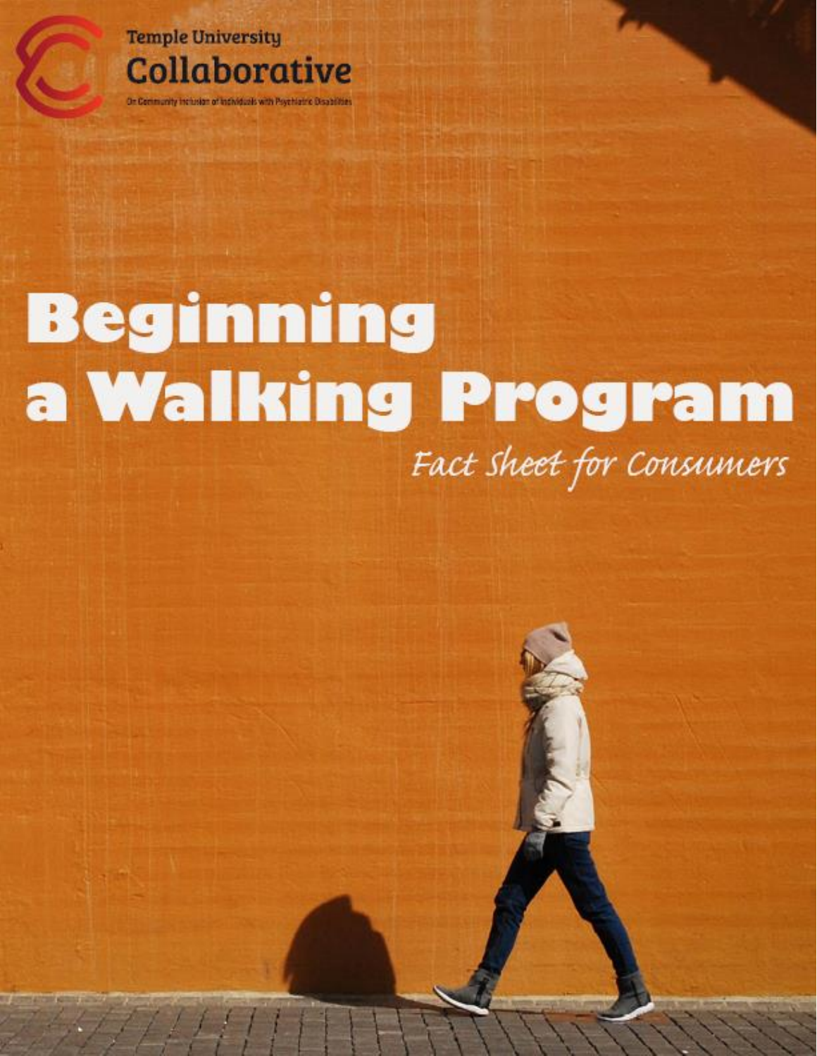Temple University
Collaborative
On Community Inclusion of Individuals with Psychiatric Disabilities

# Beginning a Walking Program

*Fact Sheet for Consumers*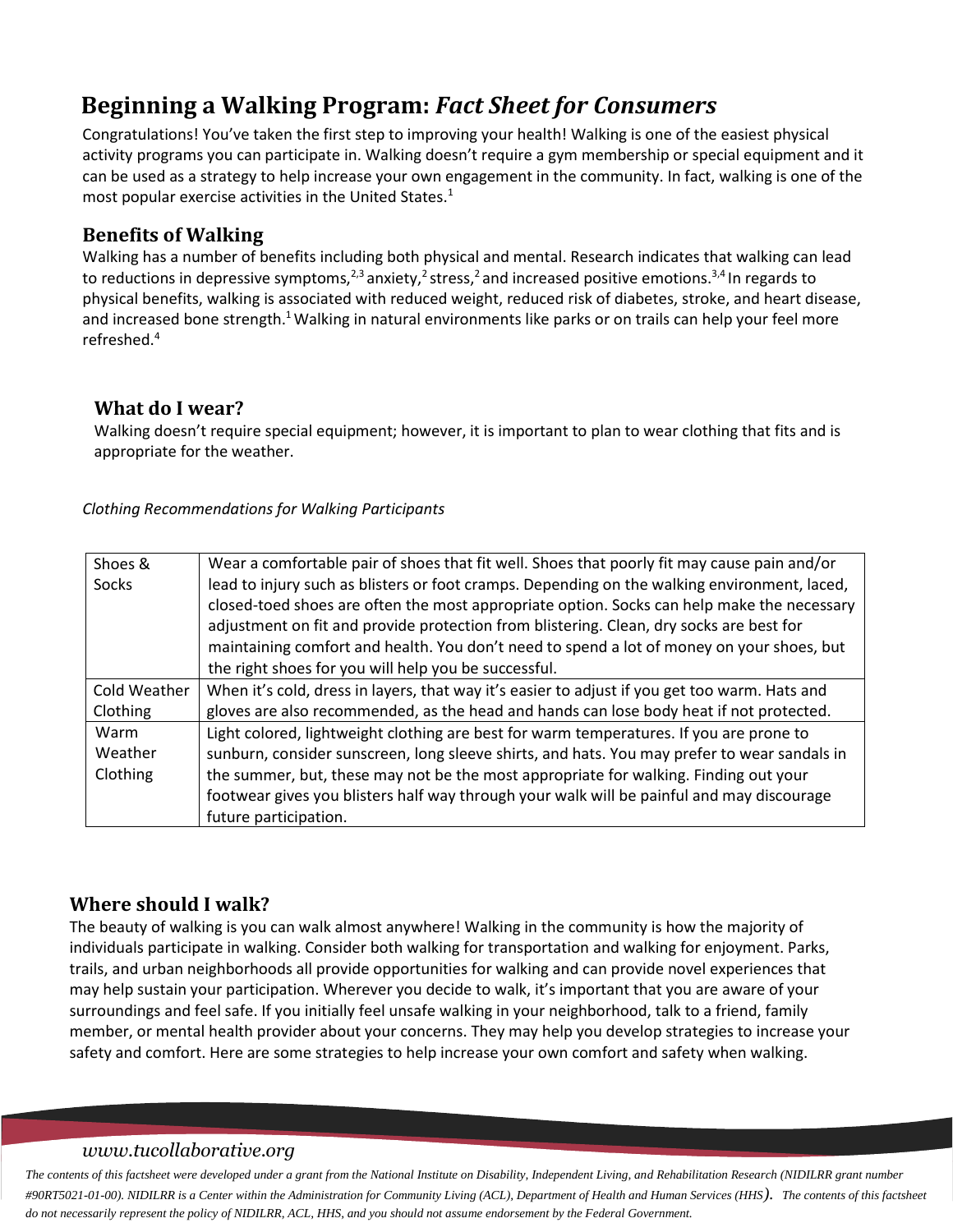# Beginning a Walking Program: *Fact Sheet for Consumers*

Congratulations! You've taken the first step to improving your health! Walking is one of the easiest physical activity programs you can participate in. Walking doesn't require a gym membership or special equipment and it can be used as a strategy to help increase your own engagement in the community. In fact, walking is one of the most popular exercise activities in the United States.[1]

## Benefits of Walking

Walking has a number of benefits including both physical and mental. Research indicates that walking can lead to reductions in depressive symptoms,[2,3] anxiety,[2] stress,[2] and increased positive emotions.[3,4] In regards to physical benefits, walking is associated with reduced weight, reduced risk of diabetes, stroke, and heart disease, and increased bone strength.[1] Walking in natural environments like parks or on trails can help your feel more refreshed.[4]

## What do I wear?

Walking doesn't require special equipment; however, it is important to plan to wear clothing that fits and is appropriate for the weather.

*Clothing Recommendations for Walking Participants*

| | |
|---|---|
| Shoes & Socks | Wear a comfortable pair of shoes that fit well. Shoes that poorly fit may cause pain and/or lead to injury such as blisters or foot cramps. Depending on the walking environment, laced, closed-toed shoes are often the most appropriate option. Socks can help make the necessary adjustment on fit and provide protection from blistering. Clean, dry socks are best for maintaining comfort and health. You don't need to spend a lot of money on your shoes, but the right shoes for you will help you be successful. |
| Cold Weather Clothing | When it's cold, dress in layers, that way it's easier to adjust if you get too warm. Hats and gloves are also recommended, as the head and hands can lose body heat if not protected. |
| Warm Weather Clothing | Light colored, lightweight clothing are best for warm temperatures. If you are prone to sunburn, consider sunscreen, long sleeve shirts, and hats. You may prefer to wear sandals in the summer, but, these may not be the most appropriate for walking. Finding out your footwear gives you blisters half way through your walk will be painful and may discourage future participation. |

## Where should I walk?

The beauty of walking is you can walk almost anywhere! Walking in the community is how the majority of individuals participate in walking. Consider both walking for transportation and walking for enjoyment. Parks, trails, and urban neighborhoods all provide opportunities for walking and can provide novel experiences that may help sustain your participation. Wherever you decide to walk, it's important that you are aware of your surroundings and feel safe. If you initially feel unsafe walking in your neighborhood, talk to a friend, family member, or mental health provider about your concerns. They may help you develop strategies to increase your safety and comfort. Here are some strategies to help increase your own comfort and safety when walking.

*The contents of this factsheet were developed under a grant from the National Institute on Disability, Independent Living, and Rehabilitation Research (NIDILRR grant number #90RT5021-01-00). NIDILRR is a Center within the Administration for Community Living (ACL), Department of Health and Human Services (HHS). The contents of this factsheet do not necessarily represent the policy of NIDILRR, ACL, HHS, and you should not assume endorsement by the Federal Government.*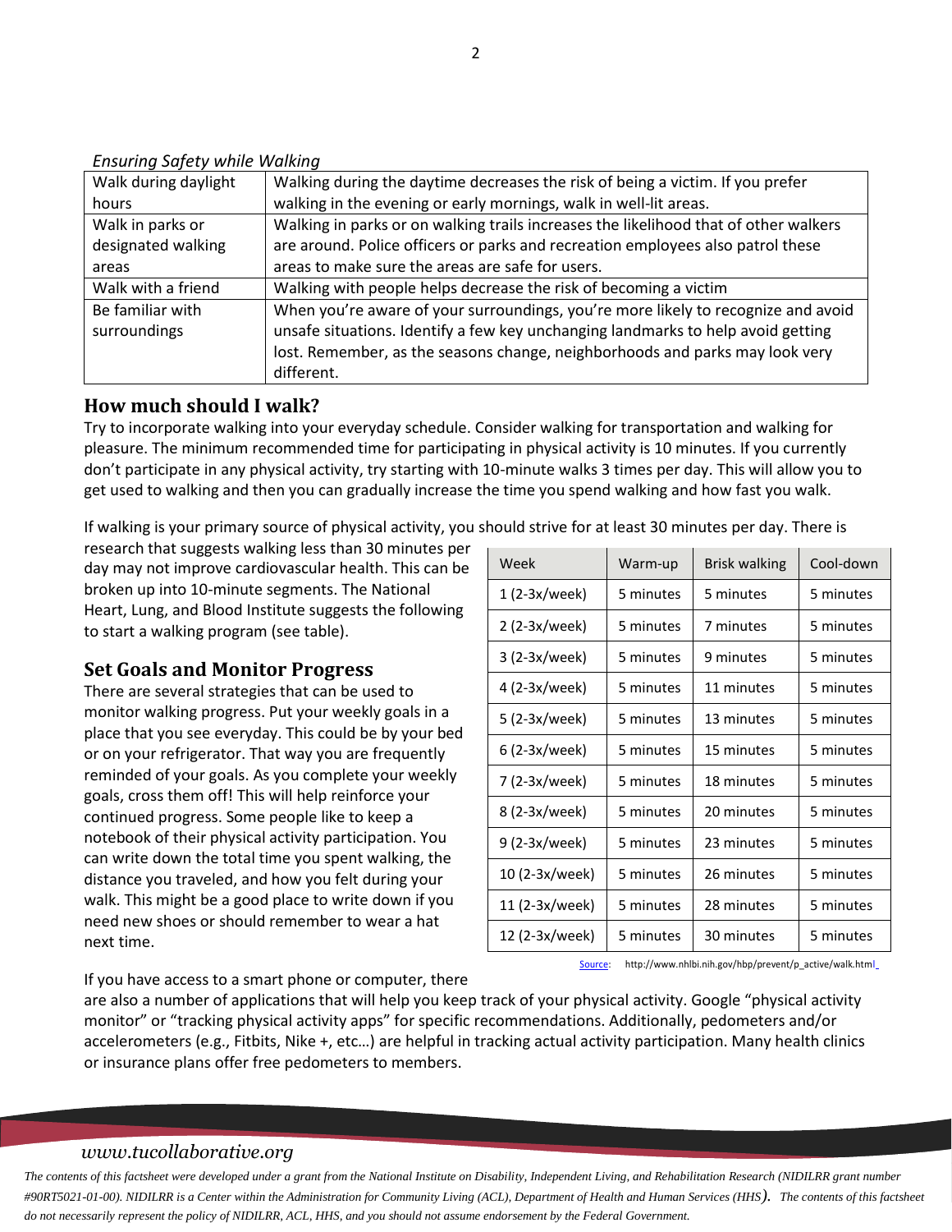*Ensuring Safety while Walking*

| | |
|---|---|
| Walk during daylight hours | Walking during the daytime decreases the risk of being a victim. If you prefer walking in the evening or early mornings, walk in well-lit areas. |
| Walk in parks or designated walking areas | Walking in parks or on walking trails increases the likelihood that of other walkers are around. Police officers or parks and recreation employees also patrol these areas to make sure the areas are safe for users. |
| Walk with a friend | Walking with people helps decrease the risk of becoming a victim |
| Be familiar with surroundings | When you're aware of your surroundings, you're more likely to recognize and avoid unsafe situations. Identify a few key unchanging landmarks to help avoid getting lost. Remember, as the seasons change, neighborhoods and parks may look very different. |

## How much should I walk?

Try to incorporate walking into your everyday schedule. Consider walking for transportation and walking for pleasure. The minimum recommended time for participating in physical activity is 10 minutes. If you currently don't participate in any physical activity, try starting with 10-minute walks 3 times per day. This will allow you to get used to walking and then you can gradually increase the time you spend walking and how fast you walk.

If walking is your primary source of physical activity, you should strive for at least 30 minutes per day. There is research that suggests walking less than 30 minutes per day may not improve cardiovascular health. This can be broken up into 10-minute segments. The National Heart, Lung, and Blood Institute suggests the following to start a walking program (see table).

| Week | Warm-up | Brisk walking | Cool-down |
|---|---|---|---|
| 1 (2-3x/week) | 5 minutes | 5 minutes | 5 minutes |
| 2 (2-3x/week) | 5 minutes | 7 minutes | 5 minutes |
| 3 (2-3x/week) | 5 minutes | 9 minutes | 5 minutes |
| 4 (2-3x/week) | 5 minutes | 11 minutes | 5 minutes |
| 5 (2-3x/week) | 5 minutes | 13 minutes | 5 minutes |
| 6 (2-3x/week) | 5 minutes | 15 minutes | 5 minutes |
| 7 (2-3x/week) | 5 minutes | 18 minutes | 5 minutes |
| 8 (2-3x/week) | 5 minutes | 20 minutes | 5 minutes |
| 9 (2-3x/week) | 5 minutes | 23 minutes | 5 minutes |
| 10 (2-3x/week) | 5 minutes | 26 minutes | 5 minutes |
| 11 (2-3x/week) | 5 minutes | 28 minutes | 5 minutes |
| 12 (2-3x/week) | 5 minutes | 30 minutes | 5 minutes |

Source: http://www.nhlbi.nih.gov/hbp/prevent/p_active/walk.html

## Set Goals and Monitor Progress

There are several strategies that can be used to monitor walking progress. Put your weekly goals in a place that you see everyday. This could be by your bed or on your refrigerator. That way you are frequently reminded of your goals. As you complete your weekly goals, cross them off! This will help reinforce your continued progress. Some people like to keep a notebook of their physical activity participation. You can write down the total time you spent walking, the distance you traveled, and how you felt during your walk. This might be a good place to write down if you need new shoes or should remember to wear a hat next time.

If you have access to a smart phone or computer, there are also a number of applications that will help you keep track of your physical activity. Google "physical activity monitor" or "tracking physical activity apps" for specific recommendations. Additionally, pedometers and/or accelerometers (e.g., Fitbits, Nike +, etc…) are helpful in tracking actual activity participation. Many health clinics or insurance plans offer free pedometers to members.

*www.tucollaborative.org*

*The contents of this factsheet were developed under a grant from the National Institute on Disability, Independent Living, and Rehabilitation Research (NIDILRR grant number #90RT5021-01-00). NIDILRR is a Center within the Administration for Community Living (ACL), Department of Health and Human Services (HHS). The contents of this factsheet do not necessarily represent the policy of NIDILRR, ACL, HHS, and you should not assume endorsement by the Federal Government.*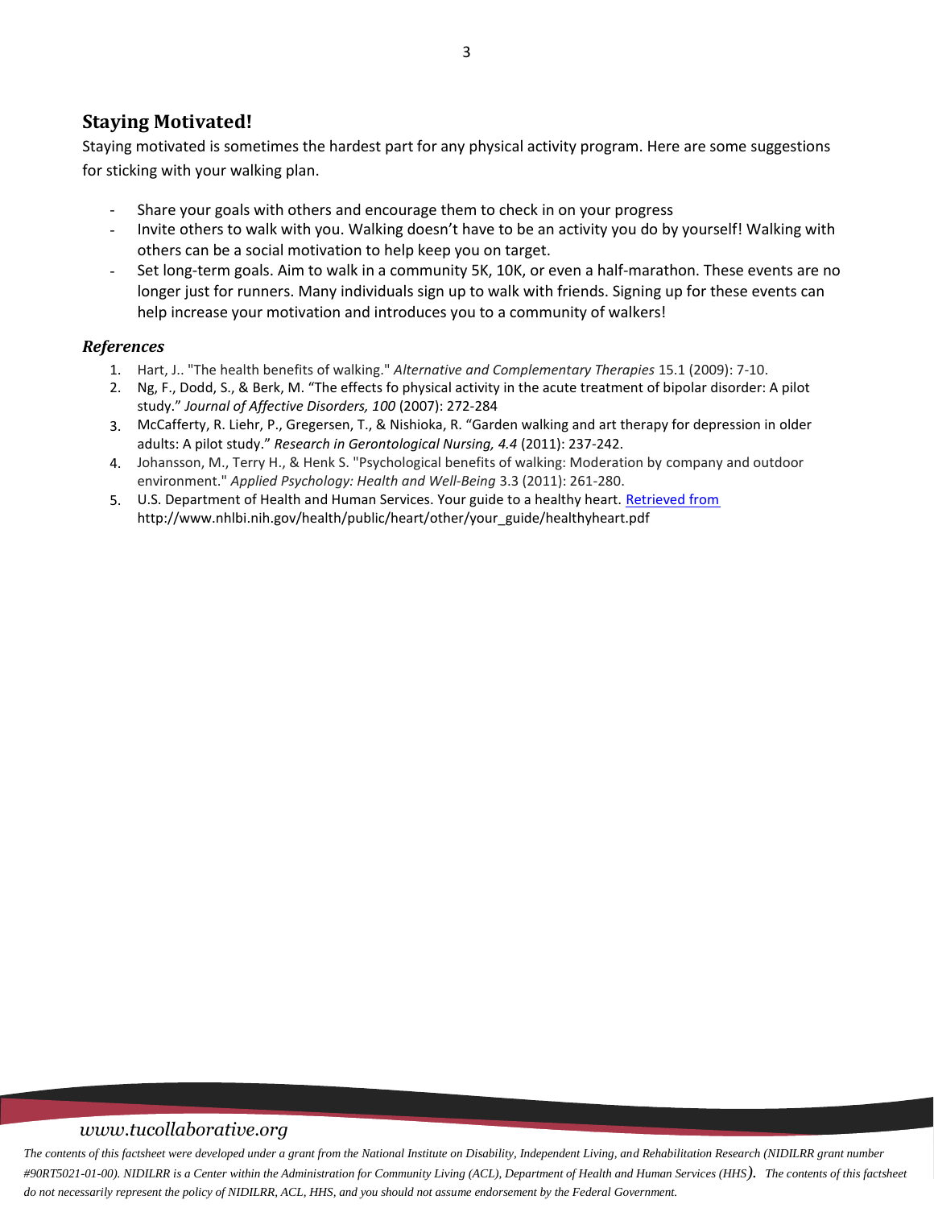## Staying Motivated!

Staying motivated is sometimes the hardest part for any physical activity program. Here are some suggestions for sticking with your walking plan.

- Share your goals with others and encourage them to check in on your progress
- Invite others to walk with you. Walking doesn't have to be an activity you do by yourself! Walking with others can be a social motivation to help keep you on target.
- Set long-term goals. Aim to walk in a community 5K, 10K, or even a half-marathon. These events are no longer just for runners. Many individuals sign up to walk with friends. Signing up for these events can help increase your motivation and introduces you to a community of walkers!

### *References*

1. Hart, J.. "The health benefits of walking." *Alternative and Complementary Therapies* 15.1 (2009): 7-10.
2. Ng, F., Dodd, S., & Berk, M. "The effects fo physical activity in the acute treatment of bipolar disorder: A pilot study." *Journal of Affective Disorders, 100* (2007): 272-284
3. McCafferty, R. Liehr, P., Gregersen, T., & Nishioka, R. "Garden walking and art therapy for depression in older adults: A pilot study." *Research in Gerontological Nursing, 4.4* (2011): 237-242.
4. Johansson, M., Terry H., & Henk S. "Psychological benefits of walking: Moderation by company and outdoor environment." *Applied Psychology: Health and Well-Being* 3.3 (2011): 261-280.
5. U.S. Department of Health and Human Services. Your guide to a healthy heart. Retrieved from http://www.nhlbi.nih.gov/health/public/heart/other/your_guide/healthyheart.pdf

*www.tucollaborative.org*

*The contents of this factsheet were developed under a grant from the National Institute on Disability, Independent Living, and Rehabilitation Research (NIDILRR grant number #90RT5021-01-00). NIDILRR is a Center within the Administration for Community Living (ACL), Department of Health and Human Services (HHS). The contents of this factsheet do not necessarily represent the policy of NIDILRR, ACL, HHS, and you should not assume endorsement by the Federal Government.*